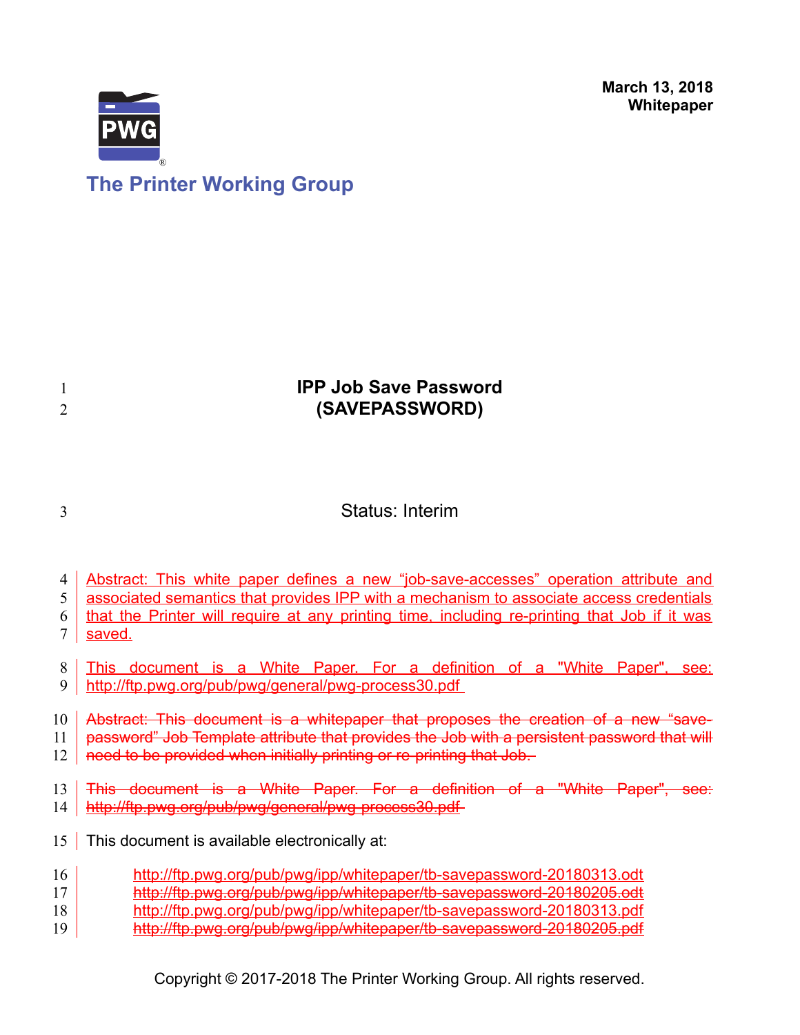March 13, 2018
Whitepaper

The Printer Working Group

# IPP Job Save Password (SAVEPASSWORD)

Status: Interim

Abstract: This white paper defines a new "job-save-accesses" operation attribute and associated semantics that provides IPP with a mechanism to associate access credentials that the Printer will require at any printing time, including re-printing that Job if it was saved.

This document is a White Paper. For a definition of a "White Paper", see: http://ftp.pwg.org/pub/pwg/general/pwg-process30.pdf

~~Abstract: This document is a whitepaper that proposes the creation of a new "save-password" Job Template attribute that provides the Job with a persistent password that will need to be provided when initially printing or re-printing that Job.~~

~~This document is a White Paper. For a definition of a "White Paper", see: http://ftp.pwg.org/pub/pwg/general/pwg-process30.pdf~~

This document is available electronically at:

http://ftp.pwg.org/pub/pwg/ipp/whitepaper/tb-savepassword-20180313.odt
~~http://ftp.pwg.org/pub/pwg/ipp/whitepaper/tb-savepassword-20180205.odt~~
http://ftp.pwg.org/pub/pwg/ipp/whitepaper/tb-savepassword-20180313.pdf
~~http://ftp.pwg.org/pub/pwg/ipp/whitepaper/tb-savepassword-20180205.pdf~~

Copyright © 2017-2018 The Printer Working Group. All rights reserved.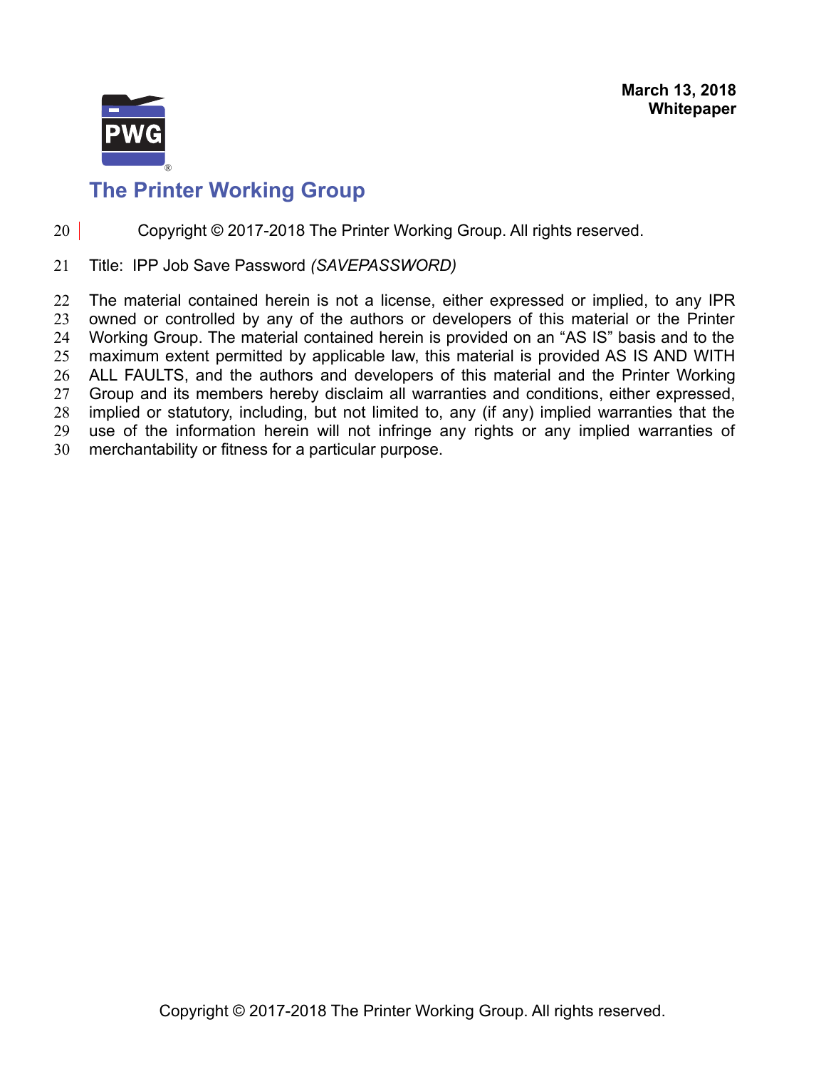Copyright © 2017-2018 The Printer Working Group. All rights reserved.

Title: IPP Job Save Password *(SAVEPASSWORD)*

The material contained herein is not a license, either expressed or implied, to any IPR owned or controlled by any of the authors or developers of this material or the Printer Working Group. The material contained herein is provided on an "AS IS" basis and to the maximum extent permitted by applicable law, this material is provided AS IS AND WITH ALL FAULTS, and the authors and developers of this material and the Printer Working Group and its members hereby disclaim all warranties and conditions, either expressed, implied or statutory, including, but not limited to, any (if any) implied warranties that the use of the information herein will not infringe any rights or any implied warranties of merchantability or fitness for a particular purpose.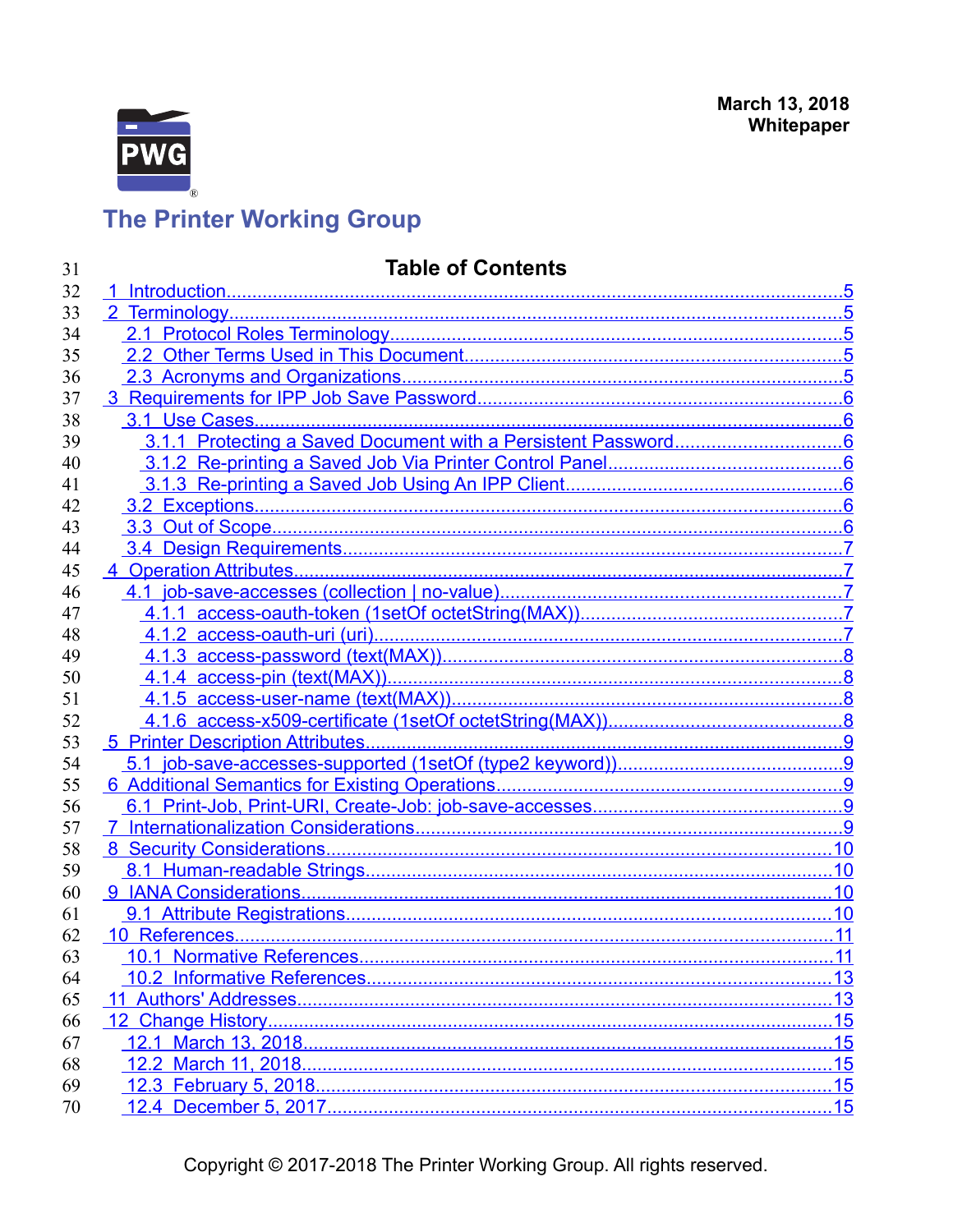March 13, 2018
**Whitepaper**

**The Printer Working Group**

## Table of Contents

- 1 Introduction.....5
- 2 Terminology.....5
  - 2.1 Protocol Roles Terminology.....5
  - 2.2 Other Terms Used in This Document.....5
  - 2.3 Acronyms and Organizations.....5
- 3 Requirements for IPP Job Save Password.....6
  - 3.1 Use Cases.....6
    - 3.1.1 Protecting a Saved Document with a Persistent Password.....6
    - 3.1.2 Re-printing a Saved Job Via Printer Control Panel.....6
    - 3.1.3 Re-printing a Saved Job Using An IPP Client.....6
  - 3.2 Exceptions.....6
  - 3.3 Out of Scope.....6
  - 3.4 Design Requirements.....7
- 4 Operation Attributes.....7
  - 4.1 job-save-accesses (collection | no-value).....7
    - 4.1.1 access-oauth-token (1setOf octetString(MAX)).....7
    - 4.1.2 access-oauth-uri (uri).....7
    - 4.1.3 access-password (text(MAX)).....8
    - 4.1.4 access-pin (text(MAX)).....8
    - 4.1.5 access-user-name (text(MAX)).....8
    - 4.1.6 access-x509-certificate (1setOf octetString(MAX)).....8
- 5 Printer Description Attributes.....9
  - 5.1 job-save-accesses-supported (1setOf (type2 keyword)).....9
- 6 Additional Semantics for Existing Operations.....9
  - 6.1 Print-Job, Print-URI, Create-Job: job-save-accesses.....9
- 7 Internationalization Considerations.....9
- 8 Security Considerations.....10
  - 8.1 Human-readable Strings.....10
- 9 IANA Considerations.....10
  - 9.1 Attribute Registrations.....10
- 10 References.....11
  - 10.1 Normative References.....11
  - 10.2 Informative References.....13
- 11 Authors' Addresses.....13
- 12 Change History.....15
  - 12.1 March 13, 2018.....15
  - 12.2 March 11, 2018.....15
  - 12.3 February 5, 2018.....15
  - 12.4 December 5, 2017.....15

Copyright © 2017-2018 The Printer Working Group. All rights reserved.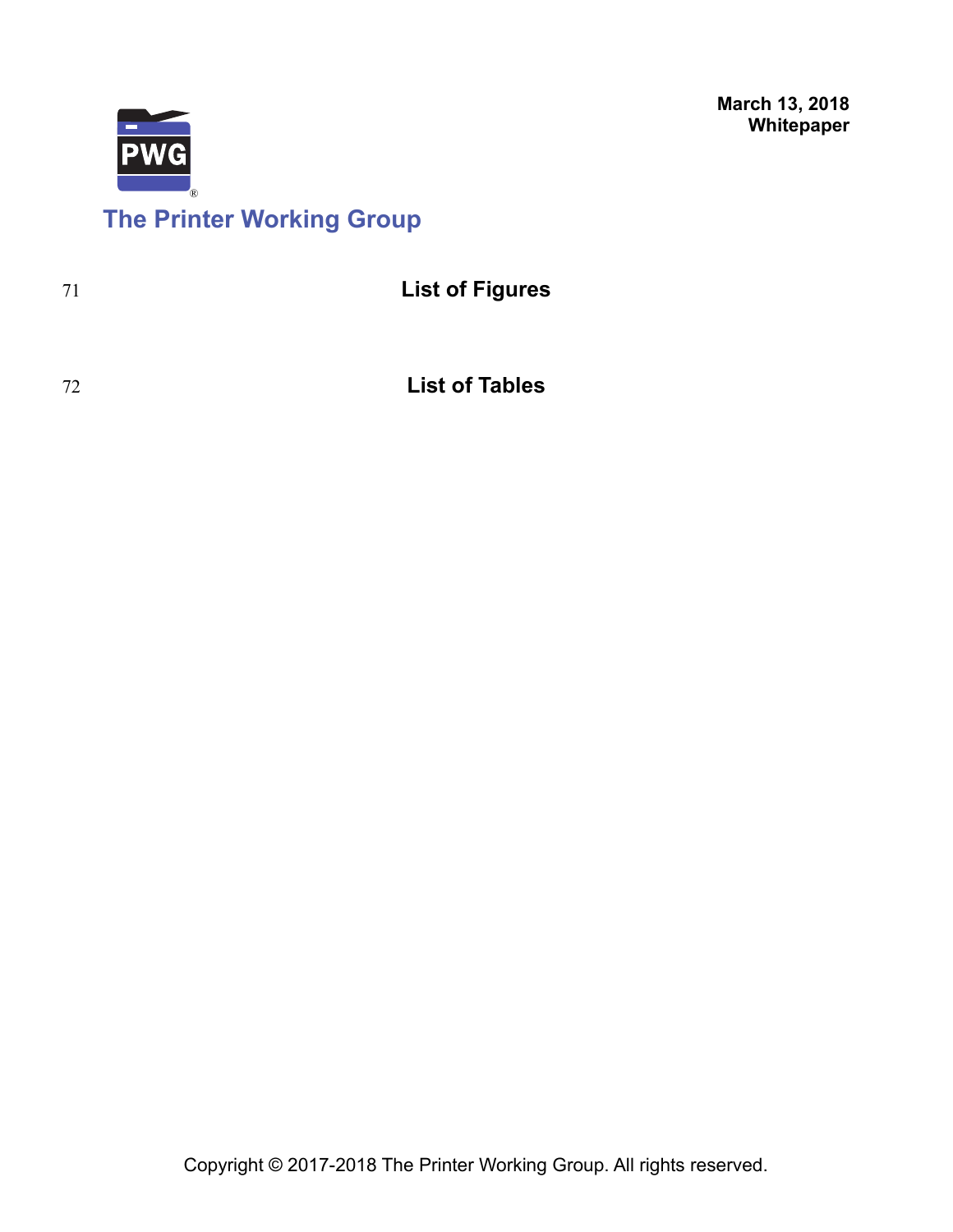## List of Figures

## List of Tables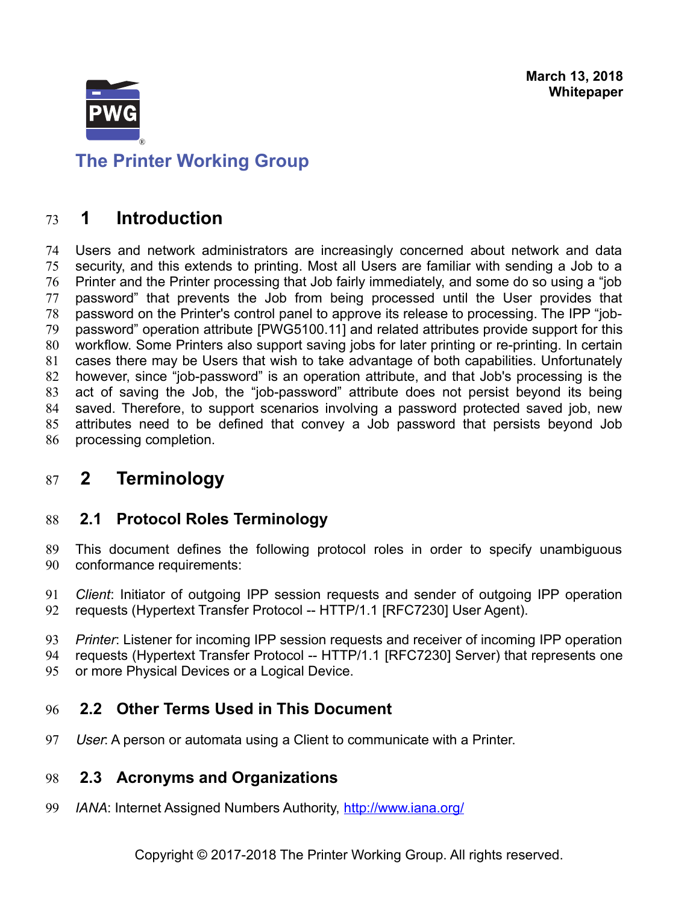# 1 Introduction

Users and network administrators are increasingly concerned about network and data security, and this extends to printing. Most all Users are familiar with sending a Job to a Printer and the Printer processing that Job fairly immediately, and some do so using a "job password" that prevents the Job from being processed until the User provides that password on the Printer's control panel to approve its release to processing. The IPP "job-password" operation attribute [PWG5100.11] and related attributes provide support for this workflow. Some Printers also support saving jobs for later printing or re-printing. In certain cases there may be Users that wish to take advantage of both capabilities. Unfortunately however, since "job-password" is an operation attribute, and that Job's processing is the act of saving the Job, the "job-password" attribute does not persist beyond its being saved. Therefore, to support scenarios involving a password protected saved job, new attributes need to be defined that convey a Job password that persists beyond Job processing completion.

# 2 Terminology

## 2.1 Protocol Roles Terminology

This document defines the following protocol roles in order to specify unambiguous conformance requirements:

*Client*: Initiator of outgoing IPP session requests and sender of outgoing IPP operation requests (Hypertext Transfer Protocol -- HTTP/1.1 [RFC7230] User Agent).

*Printer*: Listener for incoming IPP session requests and receiver of incoming IPP operation requests (Hypertext Transfer Protocol -- HTTP/1.1 [RFC7230] Server) that represents one or more Physical Devices or a Logical Device.

## 2.2 Other Terms Used in This Document

*User*: A person or automata using a Client to communicate with a Printer.

## 2.3 Acronyms and Organizations

*IANA*: Internet Assigned Numbers Authority, http://www.iana.org/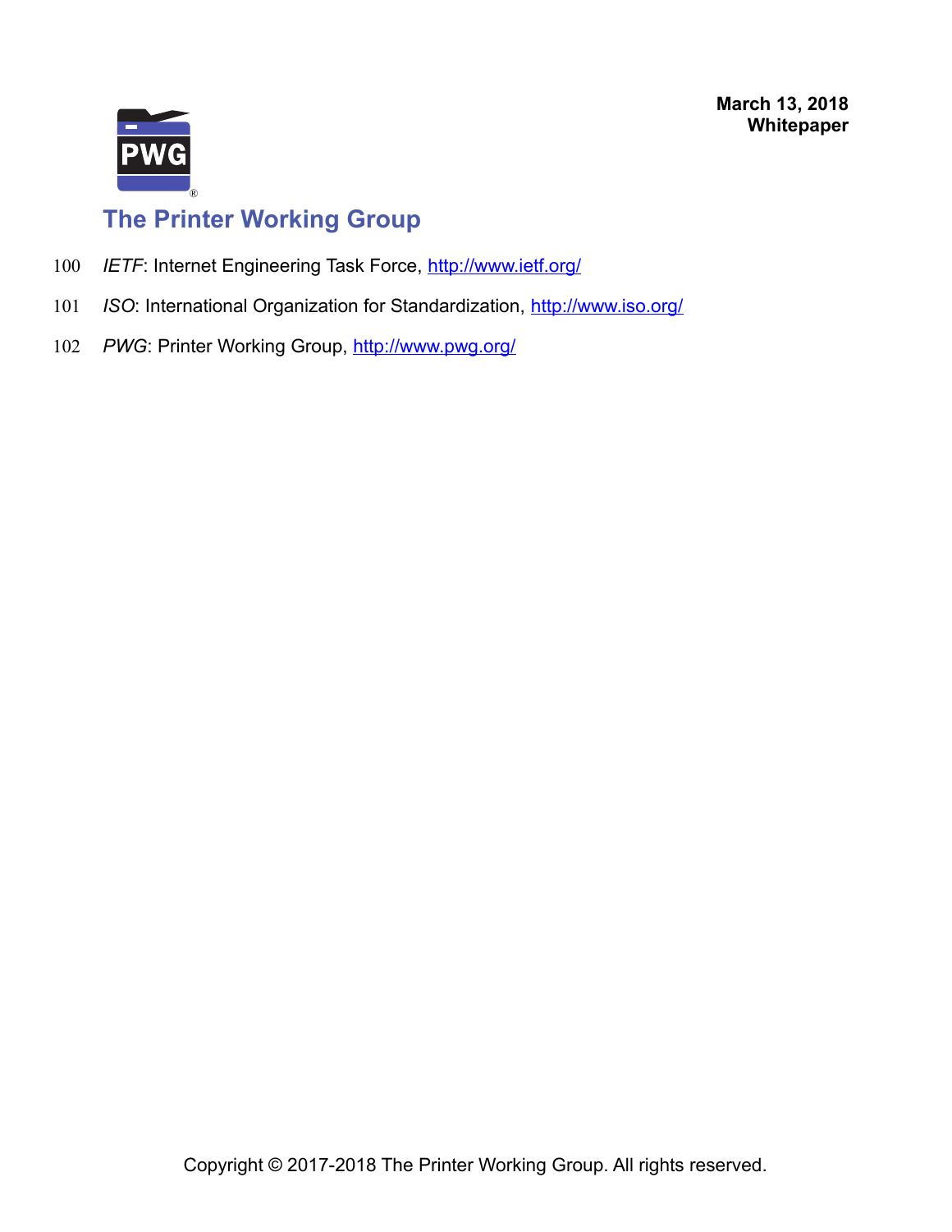*IETF*: Internet Engineering Task Force, http://www.ietf.org/

*ISO*: International Organization for Standardization, http://www.iso.org/

*PWG*: Printer Working Group, http://www.pwg.org/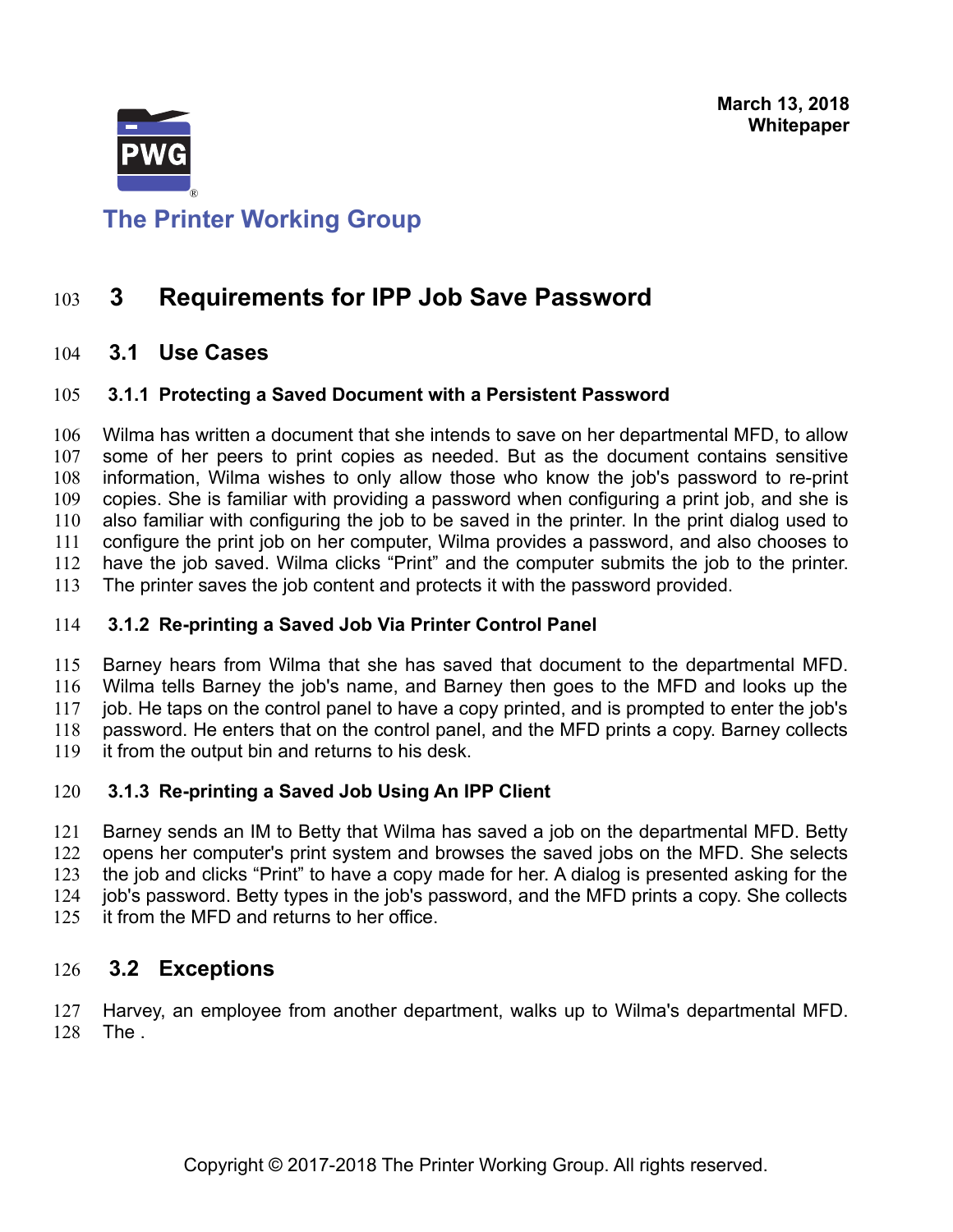# 3 Requirements for IPP Job Save Password

## 3.1 Use Cases

### 3.1.1 Protecting a Saved Document with a Persistent Password

Wilma has written a document that she intends to save on her departmental MFD, to allow some of her peers to print copies as needed. But as the document contains sensitive information, Wilma wishes to only allow those who know the job's password to re-print copies. She is familiar with providing a password when configuring a print job, and she is also familiar with configuring the job to be saved in the printer. In the print dialog used to configure the print job on her computer, Wilma provides a password, and also chooses to have the job saved. Wilma clicks "Print" and the computer submits the job to the printer. The printer saves the job content and protects it with the password provided.

### 3.1.2 Re-printing a Saved Job Via Printer Control Panel

Barney hears from Wilma that she has saved that document to the departmental MFD. Wilma tells Barney the job's name, and Barney then goes to the MFD and looks up the job. He taps on the control panel to have a copy printed, and is prompted to enter the job's password. He enters that on the control panel, and the MFD prints a copy. Barney collects it from the output bin and returns to his desk.

### 3.1.3 Re-printing a Saved Job Using An IPP Client

Barney sends an IM to Betty that Wilma has saved a job on the departmental MFD. Betty opens her computer's print system and browses the saved jobs on the MFD. She selects the job and clicks "Print" to have a copy made for her. A dialog is presented asking for the job's password. Betty types in the job's password, and the MFD prints a copy. She collects it from the MFD and returns to her office.

## 3.2 Exceptions

Harvey, an employee from another department, walks up to Wilma's departmental MFD. The .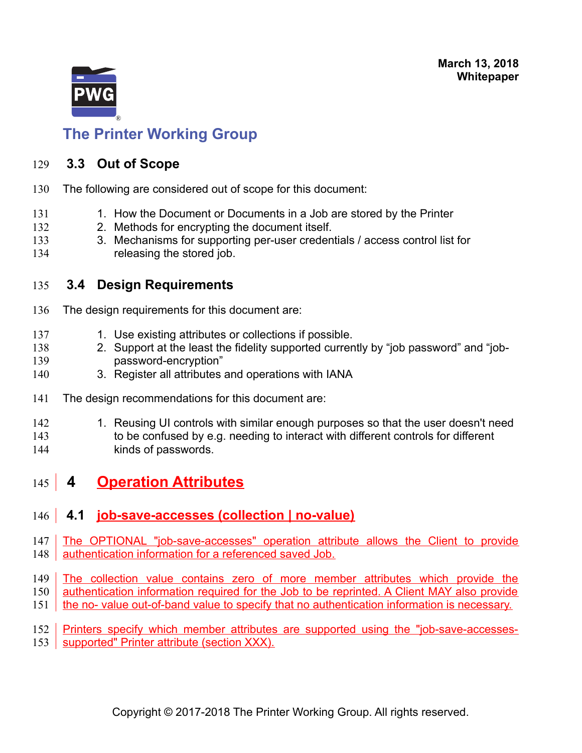## 3.3 Out of Scope

The following are considered out of scope for this document:

1. How the Document or Documents in a Job are stored by the Printer
2. Methods for encrypting the document itself.
3. Mechanisms for supporting per-user credentials / access control list for releasing the stored job.

## 3.4 Design Requirements

The design requirements for this document are:

1. Use existing attributes or collections if possible.
2. Support at the least the fidelity supported currently by “job password” and “job-password-encryption”
3. Register all attributes and operations with IANA

The design recommendations for this document are:

1. Reusing UI controls with similar enough purposes so that the user doesn't need to be confused by e.g. needing to interact with different controls for different kinds of passwords.

# 4 Operation Attributes

## 4.1 job-save-accesses (collection | no-value)

The OPTIONAL "job-save-accesses" operation attribute allows the Client to provide authentication information for a referenced saved Job.

The collection value contains zero of more member attributes which provide the authentication information required for the Job to be reprinted. A Client MAY also provide the no- value out-of-band value to specify that no authentication information is necessary.

Printers specify which member attributes are supported using the "job-save-accesses-supported" Printer attribute (section XXX).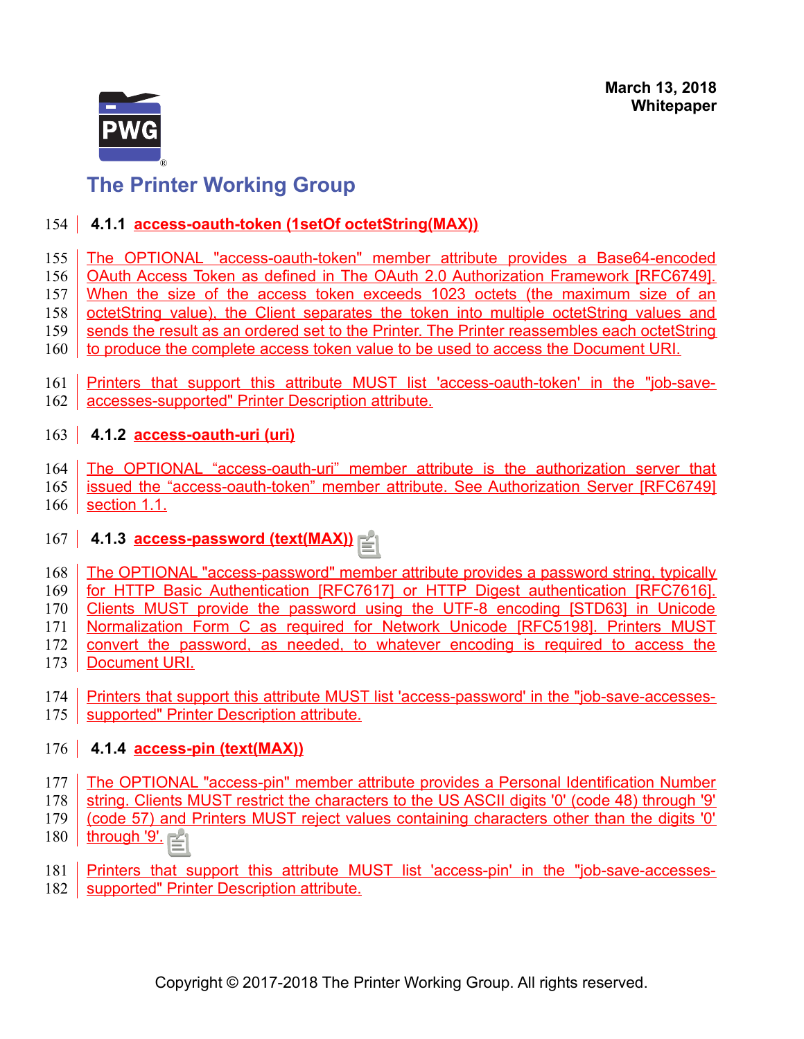#### 4.1.1 access-oauth-token (1setOf octetString(MAX))

The OPTIONAL "access-oauth-token" member attribute provides a Base64-encoded OAuth Access Token as defined in The OAuth 2.0 Authorization Framework [RFC6749]. When the size of the access token exceeds 1023 octets (the maximum size of an octetString value), the Client separates the token into multiple octetString values and sends the result as an ordered set to the Printer. The Printer reassembles each octetString to produce the complete access token value to be used to access the Document URI.

Printers that support this attribute MUST list 'access-oauth-token' in the "job-save-accesses-supported" Printer Description attribute.

#### 4.1.2 access-oauth-uri (uri)

The OPTIONAL "access-oauth-uri" member attribute is the authorization server that issued the "access-oauth-token" member attribute. See Authorization Server [RFC6749] section 1.1.

#### 4.1.3 access-password (text(MAX))

The OPTIONAL "access-password" member attribute provides a password string, typically for HTTP Basic Authentication [RFC7617] or HTTP Digest authentication [RFC7616]. Clients MUST provide the password using the UTF-8 encoding [STD63] in Unicode Normalization Form C as required for Network Unicode [RFC5198]. Printers MUST convert the password, as needed, to whatever encoding is required to access the Document URI.

Printers that support this attribute MUST list 'access-password' in the "job-save-accesses-supported" Printer Description attribute.

#### 4.1.4 access-pin (text(MAX))

The OPTIONAL "access-pin" member attribute provides a Personal Identification Number string. Clients MUST restrict the characters to the US ASCII digits '0' (code 48) through '9' (code 57) and Printers MUST reject values containing characters other than the digits '0' through '9'.

Printers that support this attribute MUST list 'access-pin' in the "job-save-accesses-supported" Printer Description attribute.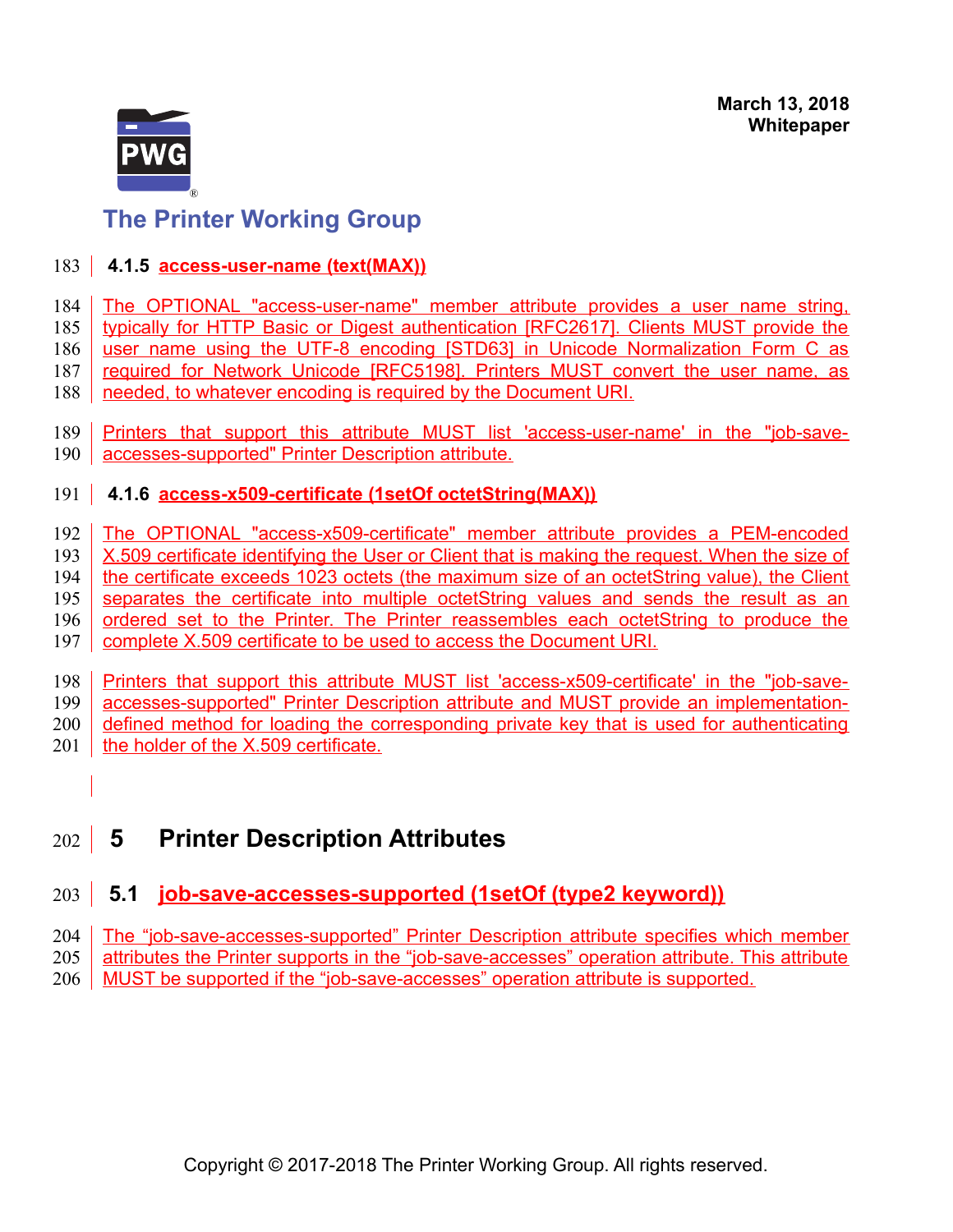#### 4.1.5 access-user-name (text(MAX))

The OPTIONAL "access-user-name" member attribute provides a user name string, typically for HTTP Basic or Digest authentication [RFC2617]. Clients MUST provide the user name using the UTF-8 encoding [STD63] in Unicode Normalization Form C as required for Network Unicode [RFC5198]. Printers MUST convert the user name, as needed, to whatever encoding is required by the Document URI.

Printers that support this attribute MUST list 'access-user-name' in the "job-save-accesses-supported" Printer Description attribute.

#### 4.1.6 access-x509-certificate (1setOf octetString(MAX))

The OPTIONAL "access-x509-certificate" member attribute provides a PEM-encoded X.509 certificate identifying the User or Client that is making the request. When the size of the certificate exceeds 1023 octets (the maximum size of an octetString value), the Client separates the certificate into multiple octetString values and sends the result as an ordered set to the Printer. The Printer reassembles each octetString to produce the complete X.509 certificate to be used to access the Document URI.

Printers that support this attribute MUST list 'access-x509-certificate' in the "job-save-accesses-supported" Printer Description attribute and MUST provide an implementation-defined method for loading the corresponding private key that is used for authenticating the holder of the X.509 certificate.

# 5 Printer Description Attributes

## 5.1 job-save-accesses-supported (1setOf (type2 keyword))

The “job-save-accesses-supported” Printer Description attribute specifies which member attributes the Printer supports in the “job-save-accesses” operation attribute. This attribute MUST be supported if the “job-save-accesses” operation attribute is supported.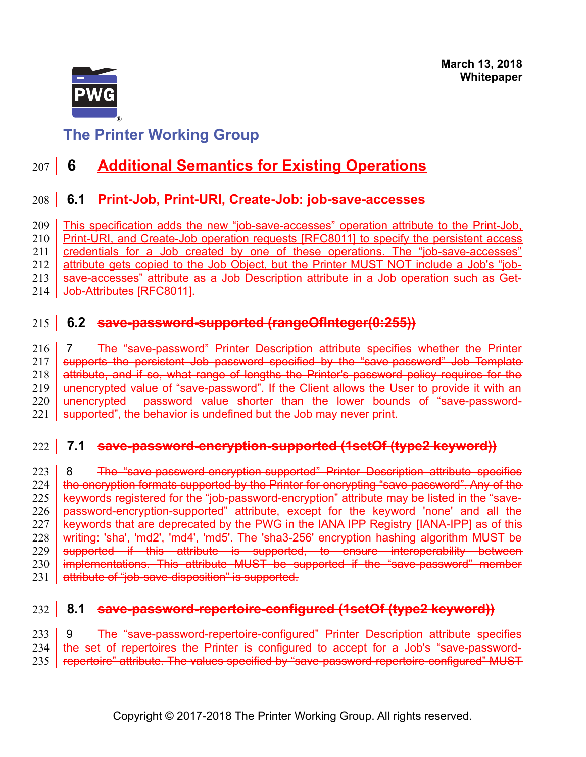# 6 Additional Semantics for Existing Operations

## 6.1 Print-Job, Print-URI, Create-Job: job-save-accesses

This specification adds the new “job-save-accesses” operation attribute to the Print-Job, Print-URI, and Create-Job operation requests [RFC8011] to specify the persistent access credentials for a Job created by one of these operations. The “job-save-accesses” attribute gets copied to the Job Object, but the Printer MUST NOT include a Job's “job-save-accesses” attribute as a Job Description attribute in a Job operation such as Get-Job-Attributes [RFC8011].

## 6.2 ~~save-password-supported (rangeOfInteger(0:255))~~

7 ~~The “save-password” Printer Description attribute specifies whether the Printer supports the persistent Job password specified by the “save-password” Job Template attribute, and if so, what range of lengths the Printer's password policy requires for the unencrypted value of “save-password”. If the Client allows the User to provide it with an unencrypted password value shorter than the lower bounds of “save-password-supported”, the behavior is undefined but the Job may never print.~~

## 7.1 ~~save-password-encryption-supported (1setOf (type2 keyword))~~

8 ~~The “save-password-encryption-supported” Printer Description attribute specifies the encryption formats supported by the Printer for encrypting “save-password”. Any of the keywords registered for the “job-password-encryption” attribute may be listed in the “save-password-encryption-supported” attribute, except for the keyword 'none' and all the keywords that are deprecated by the PWG in the IANA IPP Registry [IANA-IPP] as of this writing: 'sha', 'md2', 'md4', 'md5'. The 'sha3-256' encryption hashing algorithm MUST be supported if this attribute is supported, to ensure interoperability between implementations. This attribute MUST be supported if the “save-password” member attribute of “job-save-disposition” is supported.~~

## 8.1 ~~save-password-repertoire-configured (1setOf (type2 keyword))~~

9 ~~The “save-password-repertoire-configured” Printer Description attribute specifies the set of repertoires the Printer is configured to accept for a Job's “save-password-repertoire” attribute. The values specified by “save-password-repertoire-configured” MUST~~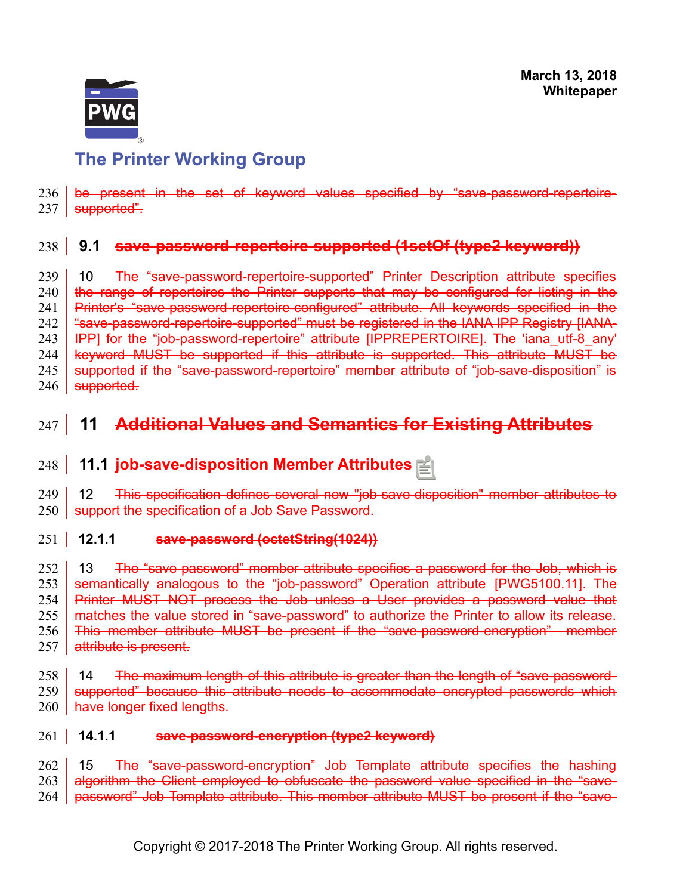be present in the set of keyword values specified by “save-password-repertoire-supported”.

## 9.1 save-password-repertoire-supported (1setOf (type2 keyword))

10 The “save-password-repertoire-supported” Printer Description attribute specifies the range of repertoires the Printer supports that may be configured for listing in the Printer's “save-password-repertoire-configured” attribute. All keywords specified in the “save-password-repertoire-supported” must be registered in the IANA IPP Registry [IANA-IPP] for the “job-password-repertoire” attribute [IPPREPERTOIRE]. The 'iana_utf-8_any' keyword MUST be supported if this attribute is supported. This attribute MUST be supported if the “save-password-repertoire” member attribute of “job-save-disposition” is supported.

# 11 Additional Values and Semantics for Existing Attributes

## 11.1 job-save-disposition Member Attributes

12 This specification defines several new "job-save-disposition" member attributes to support the specification of a Job Save Password.

### 12.1.1 save-password (octetString(1024))

13 The “save-password” member attribute specifies a password for the Job, which is semantically analogous to the “job-password” Operation attribute [PWG5100.11]. The Printer MUST NOT process the Job unless a User provides a password value that matches the value stored in “save-password” to authorize the Printer to allow its release. This member attribute MUST be present if the “save-password-encryption” member attribute is present.

14 The maximum length of this attribute is greater than the length of “save-password-supported” because this attribute needs to accommodate encrypted passwords which have longer fixed lengths.

### 14.1.1 save-password-encryption (type2 keyword)

15 The “save-password-encryption” Job Template attribute specifies the hashing algorithm the Client employed to obfuscate the password value specified in the “save-password” Job Template attribute. This member attribute MUST be present if the “save-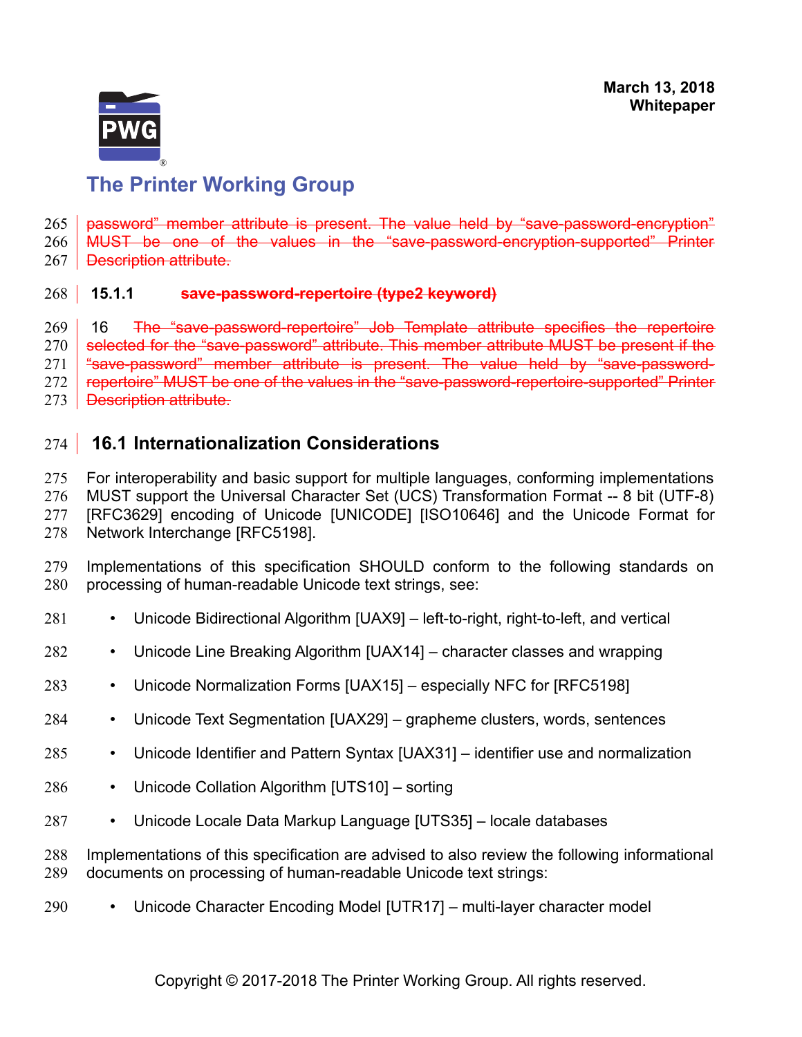~~password" member attribute is present. The value held by "save-password-encryption" MUST be one of the values in the "save-password-encryption-supported" Printer Description attribute.~~

### 15.1.1 ~~save-password-repertoire (type2 keyword)~~

16 ~~The "save-password-repertoire" Job Template attribute specifies the repertoire selected for the "save-password" attribute. This member attribute MUST be present if the "save-password" member attribute is present. The value held by "save-password-repertoire" MUST be one of the values in the "save-password-repertoire-supported" Printer Description attribute.~~

## 16.1 Internationalization Considerations

For interoperability and basic support for multiple languages, conforming implementations MUST support the Universal Character Set (UCS) Transformation Format -- 8 bit (UTF-8) [RFC3629] encoding of Unicode [UNICODE] [ISO10646] and the Unicode Format for Network Interchange [RFC5198].

Implementations of this specification SHOULD conform to the following standards on processing of human-readable Unicode text strings, see:

- Unicode Bidirectional Algorithm [UAX9] – left-to-right, right-to-left, and vertical
- Unicode Line Breaking Algorithm [UAX14] – character classes and wrapping
- Unicode Normalization Forms [UAX15] – especially NFC for [RFC5198]
- Unicode Text Segmentation [UAX29] – grapheme clusters, words, sentences
- Unicode Identifier and Pattern Syntax [UAX31] – identifier use and normalization
- Unicode Collation Algorithm [UTS10] – sorting
- Unicode Locale Data Markup Language [UTS35] – locale databases

Implementations of this specification are advised to also review the following informational documents on processing of human-readable Unicode text strings:

- Unicode Character Encoding Model [UTR17] – multi-layer character model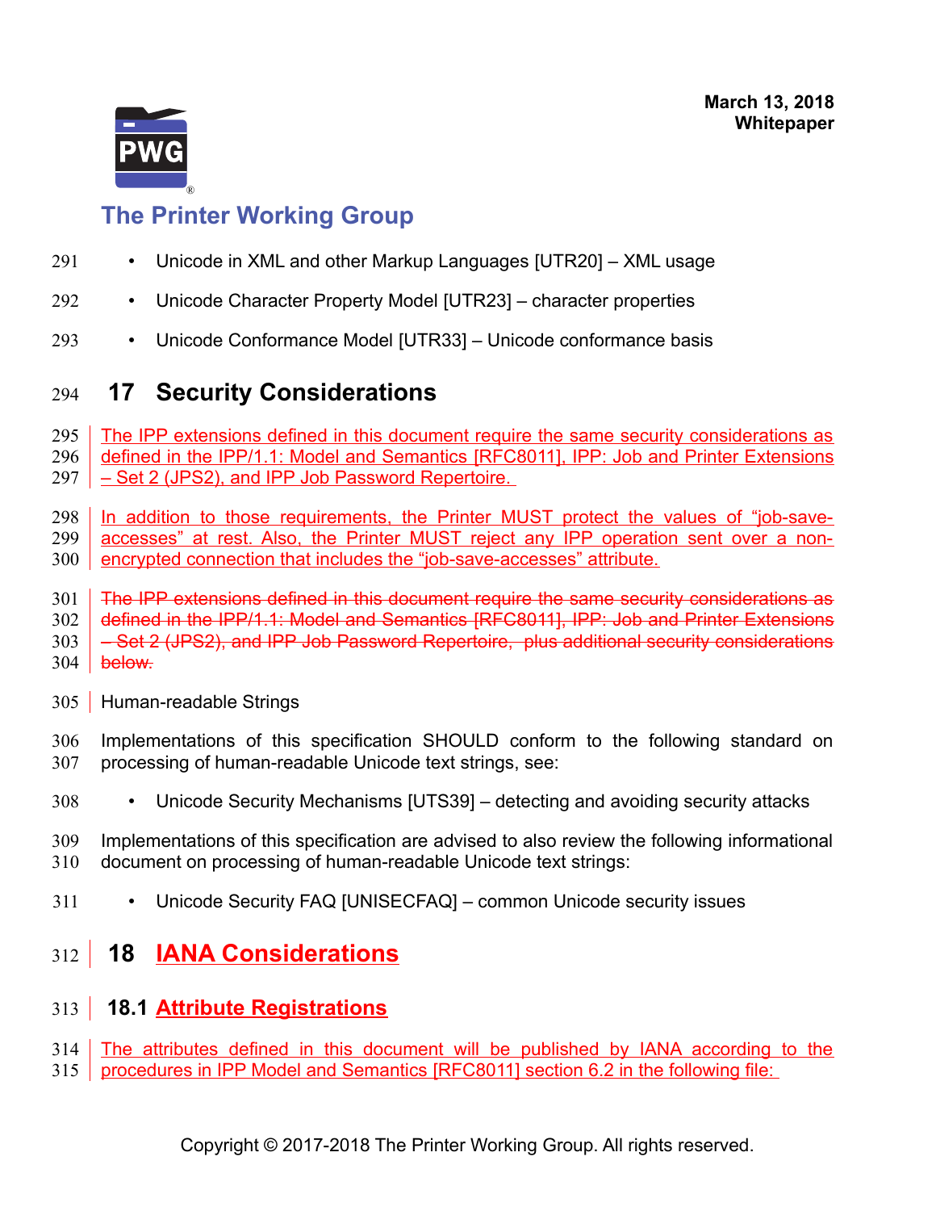- Unicode in XML and other Markup Languages [UTR20] – XML usage
- Unicode Character Property Model [UTR23] – character properties
- Unicode Conformance Model [UTR33] – Unicode conformance basis

# 17 Security Considerations

The IPP extensions defined in this document require the same security considerations as defined in the IPP/1.1: Model and Semantics [RFC8011], IPP: Job and Printer Extensions – Set 2 (JPS2), and IPP Job Password Repertoire.

In addition to those requirements, the Printer MUST protect the values of "job-save-accesses" at rest. Also, the Printer MUST reject any IPP operation sent over a non-encrypted connection that includes the "job-save-accesses" attribute.

~~The IPP extensions defined in this document require the same security considerations as defined in the IPP/1.1: Model and Semantics [RFC8011], IPP: Job and Printer Extensions – Set 2 (JPS2), and IPP Job Password Repertoire, plus additional security considerations below.~~

Human-readable Strings

Implementations of this specification SHOULD conform to the following standard on processing of human-readable Unicode text strings, see:

- Unicode Security Mechanisms [UTS39] – detecting and avoiding security attacks

Implementations of this specification are advised to also review the following informational document on processing of human-readable Unicode text strings:

- Unicode Security FAQ [UNISECFAQ] – common Unicode security issues

# 18 IANA Considerations

## 18.1 Attribute Registrations

The attributes defined in this document will be published by IANA according to the procedures in IPP Model and Semantics [RFC8011] section 6.2 in the following file: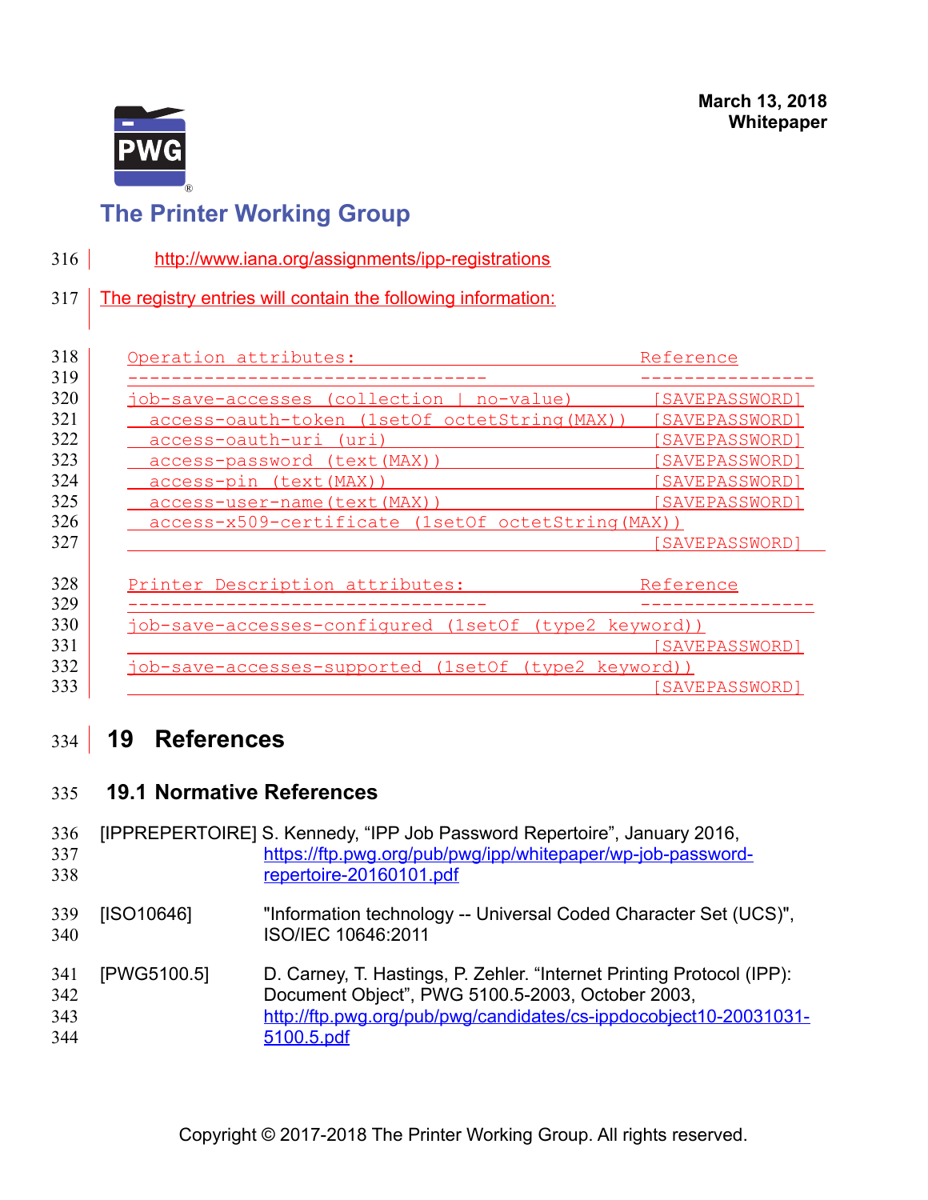http://www.iana.org/assignments/ipp-registrations

The registry entries will contain the following information:

```
Operation attributes:                              Reference
---------------------------------                  ----------------
job-save-accesses (collection | no-value)            [SAVEPASSWORD]
  access-oauth-token (1setOf octetString(MAX))       [SAVEPASSWORD]
  access-oauth-uri (uri)                             [SAVEPASSWORD]
  access-password (text(MAX))                        [SAVEPASSWORD]
  access-pin (text(MAX))                             [SAVEPASSWORD]
  access-user-name(text(MAX))                        [SAVEPASSWORD]
  access-x509-certificate (1setOf octetString(MAX))
                                                     [SAVEPASSWORD]

Printer Description attributes:                    Reference
---------------------------------                  ----------------
job-save-accesses-configured (1setOf (type2 keyword))
                                                     [SAVEPASSWORD]
job-save-accesses-supported (1setOf (type2 keyword))
                                                     [SAVEPASSWORD]
```

# 19 References

## 19.1 Normative References

[IPPREPERTOIRE] S. Kennedy, “IPP Job Password Repertoire”, January 2016, https://ftp.pwg.org/pub/pwg/ipp/whitepaper/wp-job-password-repertoire-20160101.pdf

[ISO10646] "Information technology -- Universal Coded Character Set (UCS)", ISO/IEC 10646:2011

[PWG5100.5] D. Carney, T. Hastings, P. Zehler. “Internet Printing Protocol (IPP): Document Object”, PWG 5100.5-2003, October 2003, http://ftp.pwg.org/pub/pwg/candidates/cs-ippdocobject10-20031031-5100.5.pdf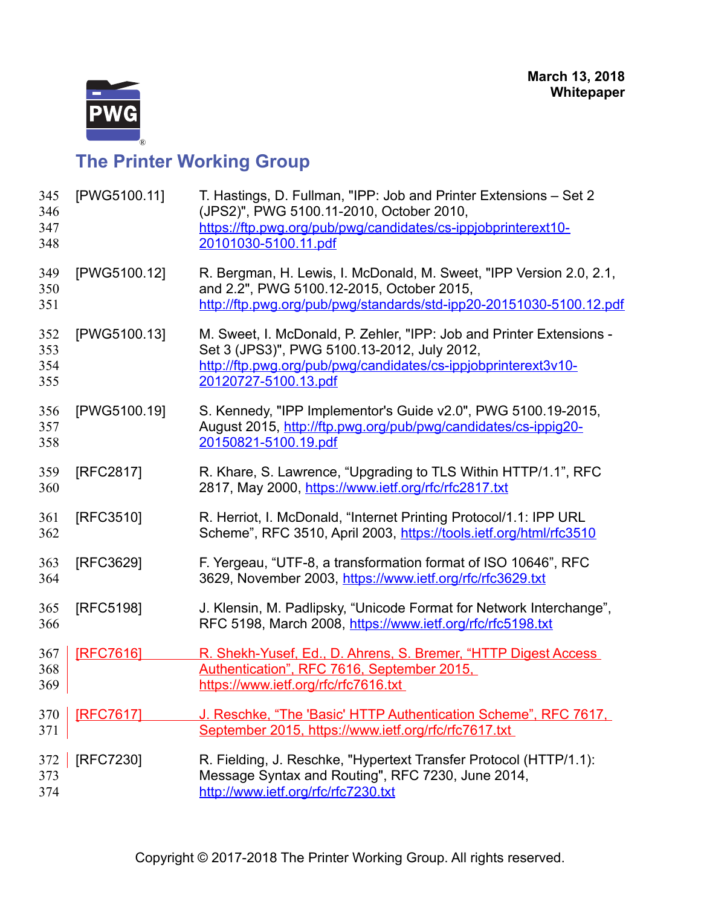[PWG5100.11] T. Hastings, D. Fullman, "IPP: Job and Printer Extensions – Set 2 (JPS2)", PWG 5100.11-2010, October 2010, https://ftp.pwg.org/pub/pwg/candidates/cs-ippjobprinterext10-20101030-5100.11.pdf

[PWG5100.12] R. Bergman, H. Lewis, I. McDonald, M. Sweet, "IPP Version 2.0, 2.1, and 2.2", PWG 5100.12-2015, October 2015, http://ftp.pwg.org/pub/pwg/standards/std-ipp20-20151030-5100.12.pdf

[PWG5100.13] M. Sweet, I. McDonald, P. Zehler, "IPP: Job and Printer Extensions - Set 3 (JPS3)", PWG 5100.13-2012, July 2012, http://ftp.pwg.org/pub/pwg/candidates/cs-ippjobprinterext3v10-20120727-5100.13.pdf

[PWG5100.19] S. Kennedy, "IPP Implementor's Guide v2.0", PWG 5100.19-2015, August 2015, http://ftp.pwg.org/pub/pwg/candidates/cs-ippig20-20150821-5100.19.pdf

[RFC2817] R. Khare, S. Lawrence, "Upgrading to TLS Within HTTP/1.1", RFC 2817, May 2000, https://www.ietf.org/rfc/rfc2817.txt

[RFC3510] R. Herriot, I. McDonald, "Internet Printing Protocol/1.1: IPP URL Scheme", RFC 3510, April 2003, https://tools.ietf.org/html/rfc3510

[RFC3629] F. Yergeau, "UTF-8, a transformation format of ISO 10646", RFC 3629, November 2003, https://www.ietf.org/rfc/rfc3629.txt

[RFC5198] J. Klensin, M. Padlipsky, "Unicode Format for Network Interchange", RFC 5198, March 2008, https://www.ietf.org/rfc/rfc5198.txt

[RFC7616] R. Shekh-Yusef, Ed., D. Ahrens, S. Bremer, "HTTP Digest Access Authentication", RFC 7616, September 2015, https://www.ietf.org/rfc/rfc7616.txt

[RFC7617] J. Reschke, "The 'Basic' HTTP Authentication Scheme", RFC 7617, September 2015, https://www.ietf.org/rfc/rfc7617.txt

[RFC7230] R. Fielding, J. Reschke, "Hypertext Transfer Protocol (HTTP/1.1): Message Syntax and Routing", RFC 7230, June 2014, http://www.ietf.org/rfc/rfc7230.txt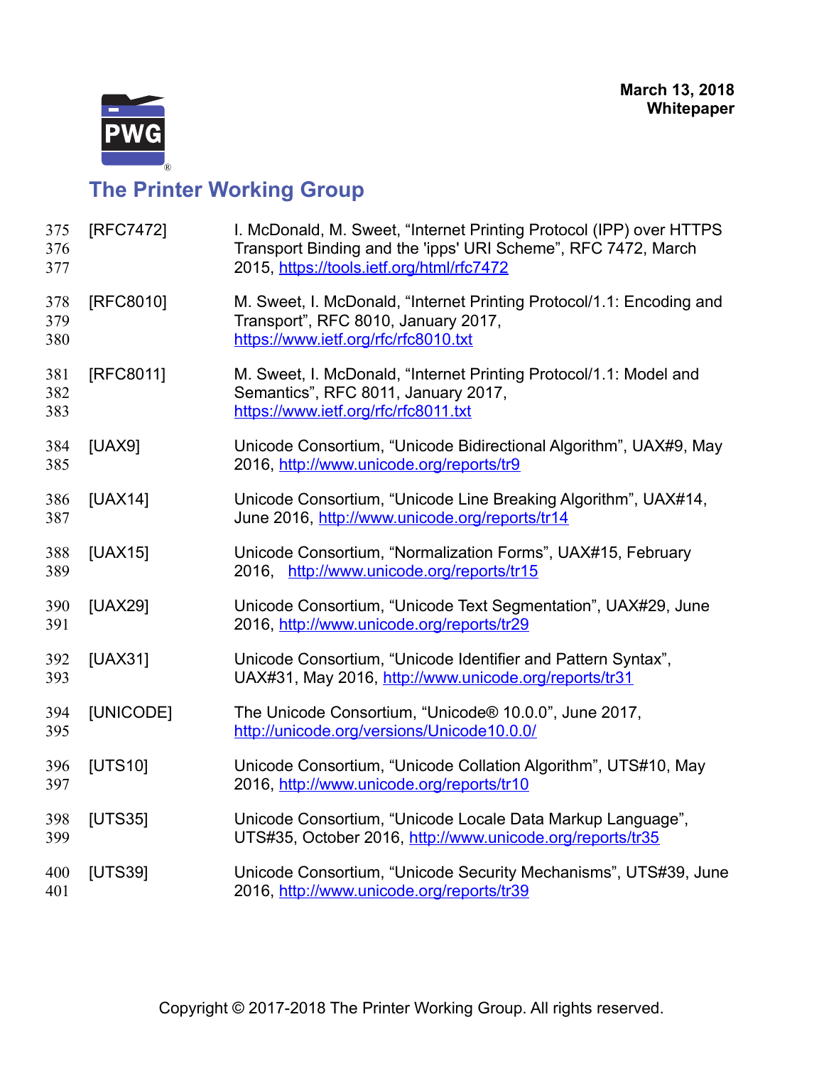[RFC7472] I. McDonald, M. Sweet, “Internet Printing Protocol (IPP) over HTTPS Transport Binding and the 'ipps' URI Scheme”, RFC 7472, March 2015, https://tools.ietf.org/html/rfc7472

[RFC8010] M. Sweet, I. McDonald, “Internet Printing Protocol/1.1: Encoding and Transport”, RFC 8010, January 2017, https://www.ietf.org/rfc/rfc8010.txt

[RFC8011] M. Sweet, I. McDonald, “Internet Printing Protocol/1.1: Model and Semantics”, RFC 8011, January 2017, https://www.ietf.org/rfc/rfc8011.txt

[UAX9] Unicode Consortium, “Unicode Bidirectional Algorithm”, UAX#9, May 2016, http://www.unicode.org/reports/tr9

[UAX14] Unicode Consortium, “Unicode Line Breaking Algorithm”, UAX#14, June 2016, http://www.unicode.org/reports/tr14

[UAX15] Unicode Consortium, “Normalization Forms”, UAX#15, February 2016, http://www.unicode.org/reports/tr15

[UAX29] Unicode Consortium, “Unicode Text Segmentation”, UAX#29, June 2016, http://www.unicode.org/reports/tr29

[UAX31] Unicode Consortium, “Unicode Identifier and Pattern Syntax”, UAX#31, May 2016, http://www.unicode.org/reports/tr31

[UNICODE] The Unicode Consortium, “Unicode® 10.0.0”, June 2017, http://unicode.org/versions/Unicode10.0.0/

[UTS10] Unicode Consortium, “Unicode Collation Algorithm”, UTS#10, May 2016, http://www.unicode.org/reports/tr10

[UTS35] Unicode Consortium, “Unicode Locale Data Markup Language”, UTS#35, October 2016, http://www.unicode.org/reports/tr35

[UTS39] Unicode Consortium, “Unicode Security Mechanisms”, UTS#39, June 2016, http://www.unicode.org/reports/tr39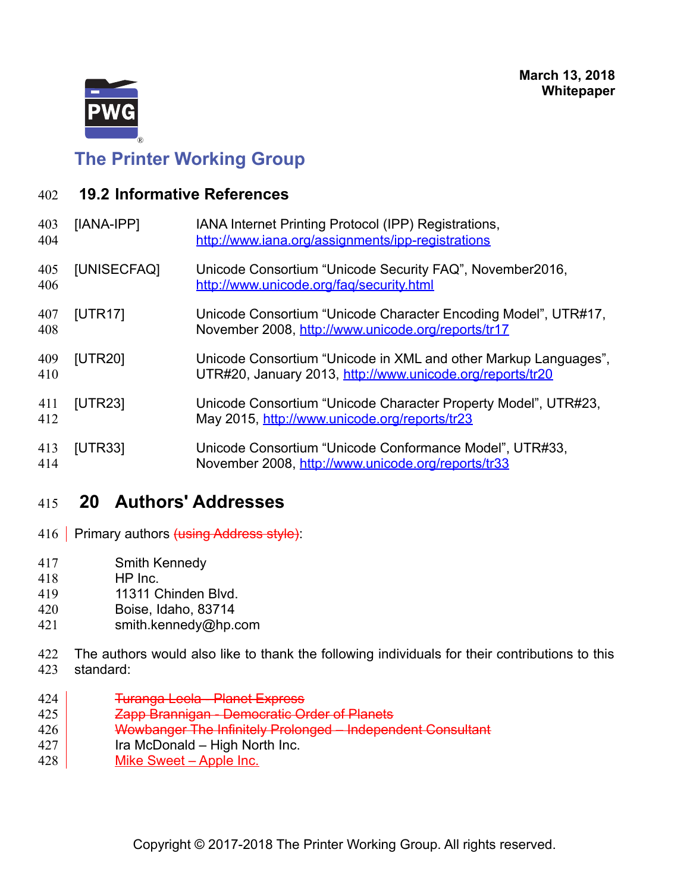## 19.2 Informative References

[IANA-IPP] IANA Internet Printing Protocol (IPP) Registrations, http://www.iana.org/assignments/ipp-registrations

[UNISECFAQ] Unicode Consortium “Unicode Security FAQ”, November2016, http://www.unicode.org/faq/security.html

[UTR17] Unicode Consortium “Unicode Character Encoding Model”, UTR#17, November 2008, http://www.unicode.org/reports/tr17

[UTR20] Unicode Consortium “Unicode in XML and other Markup Languages”, UTR#20, January 2013, http://www.unicode.org/reports/tr20

[UTR23] Unicode Consortium “Unicode Character Property Model”, UTR#23, May 2015, http://www.unicode.org/reports/tr23

[UTR33] Unicode Consortium “Unicode Conformance Model”, UTR#33, November 2008, http://www.unicode.org/reports/tr33

# 20 Authors' Addresses

Primary authors ~~(using Address style)~~:

Smith Kennedy
HP Inc.
11311 Chinden Blvd.
Boise, Idaho, 83714
smith.kennedy@hp.com

The authors would also like to thank the following individuals for their contributions to this standard:

~~Turanga Leela - Planet Express~~
~~Zapp Brannigan - Democratic Order of Planets~~
~~Wowbanger The Infinitely Prolonged – Independent Consultant~~
Ira McDonald – High North Inc.
Mike Sweet – Apple Inc.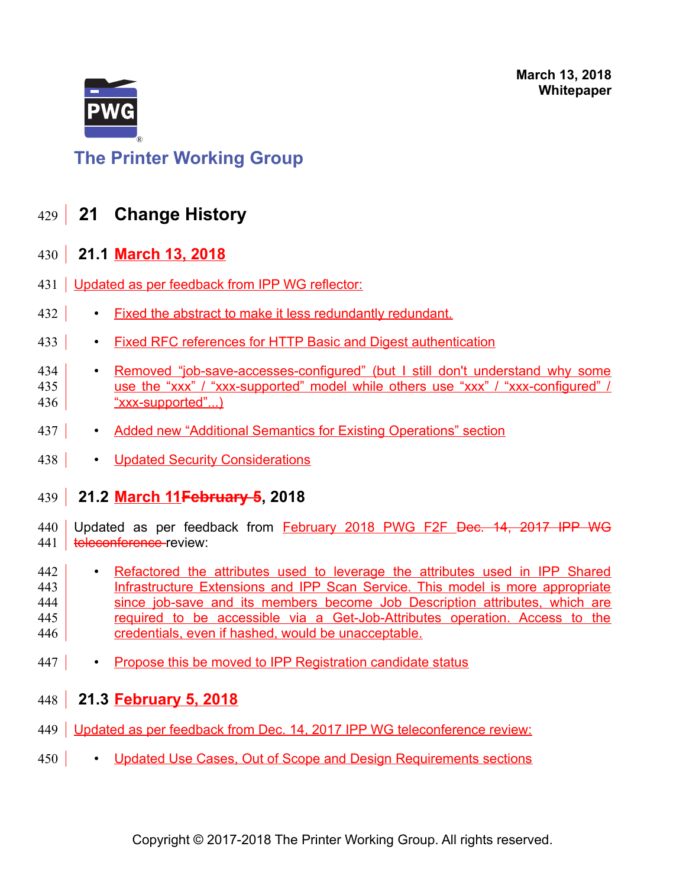# 21 Change History

## 21.1 March 13, 2018

Updated as per feedback from IPP WG reflector:

- Fixed the abstract to make it less redundantly redundant.
- Fixed RFC references for HTTP Basic and Digest authentication
- Removed "job-save-accesses-configured" (but I still don't understand why some use the "xxx" / "xxx-supported" model while others use "xxx" / "xxx-configured" / "xxx-supported"...)
- Added new "Additional Semantics for Existing Operations" section
- Updated Security Considerations

## 21.2 March 11February 5, 2018

Updated as per feedback from February 2018 PWG F2F Dec. 14, 2017 IPP WG teleconference review:

- Refactored the attributes used to leverage the attributes used in IPP Shared Infrastructure Extensions and IPP Scan Service. This model is more appropriate since job-save and its members become Job Description attributes, which are required to be accessible via a Get-Job-Attributes operation. Access to the credentials, even if hashed, would be unacceptable.
- Propose this be moved to IPP Registration candidate status

## 21.3 February 5, 2018

Updated as per feedback from Dec. 14, 2017 IPP WG teleconference review:

- Updated Use Cases, Out of Scope and Design Requirements sections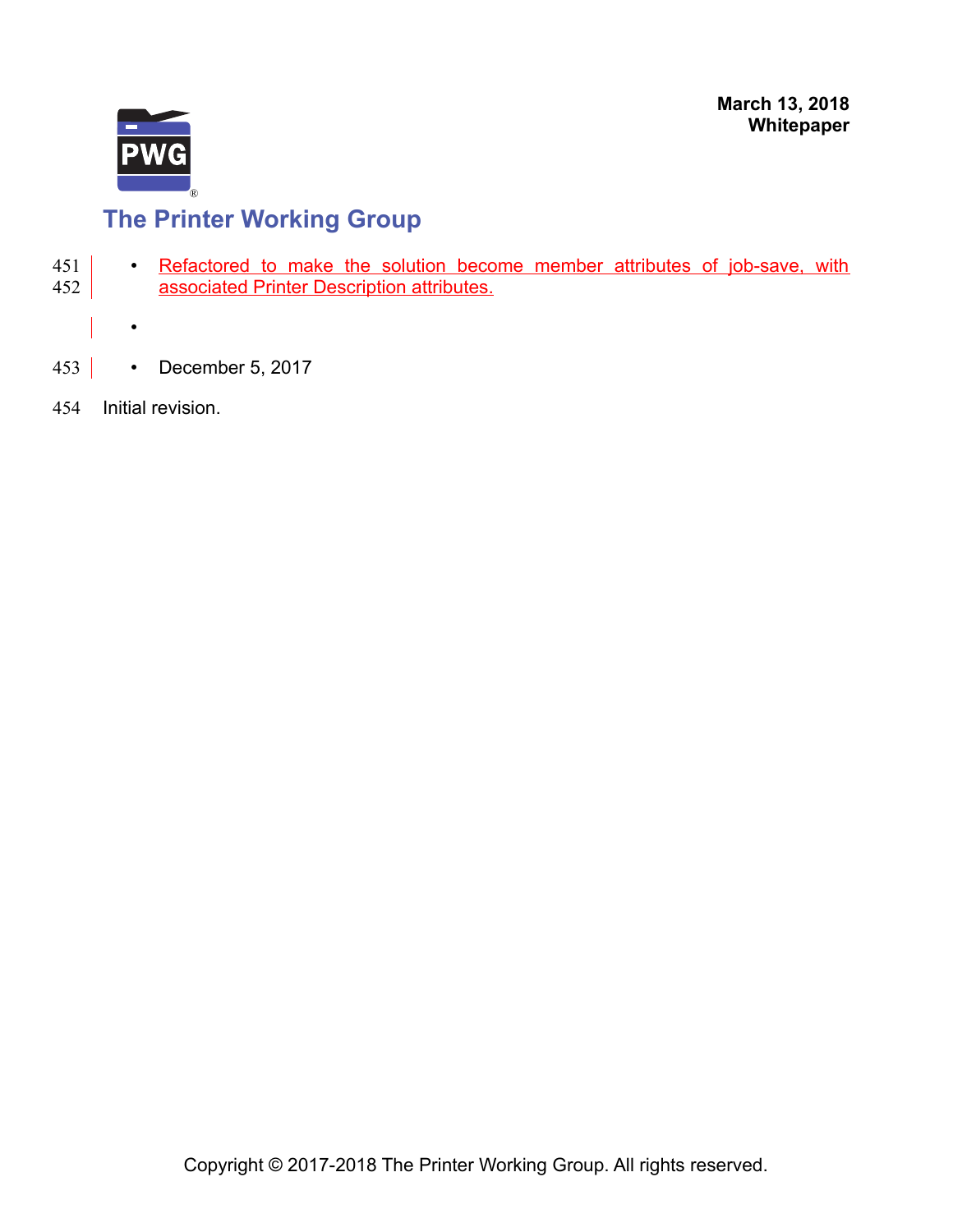- Refactored to make the solution become member attributes of job-save, with associated Printer Description attributes.
- 
- December 5, 2017

Initial revision.